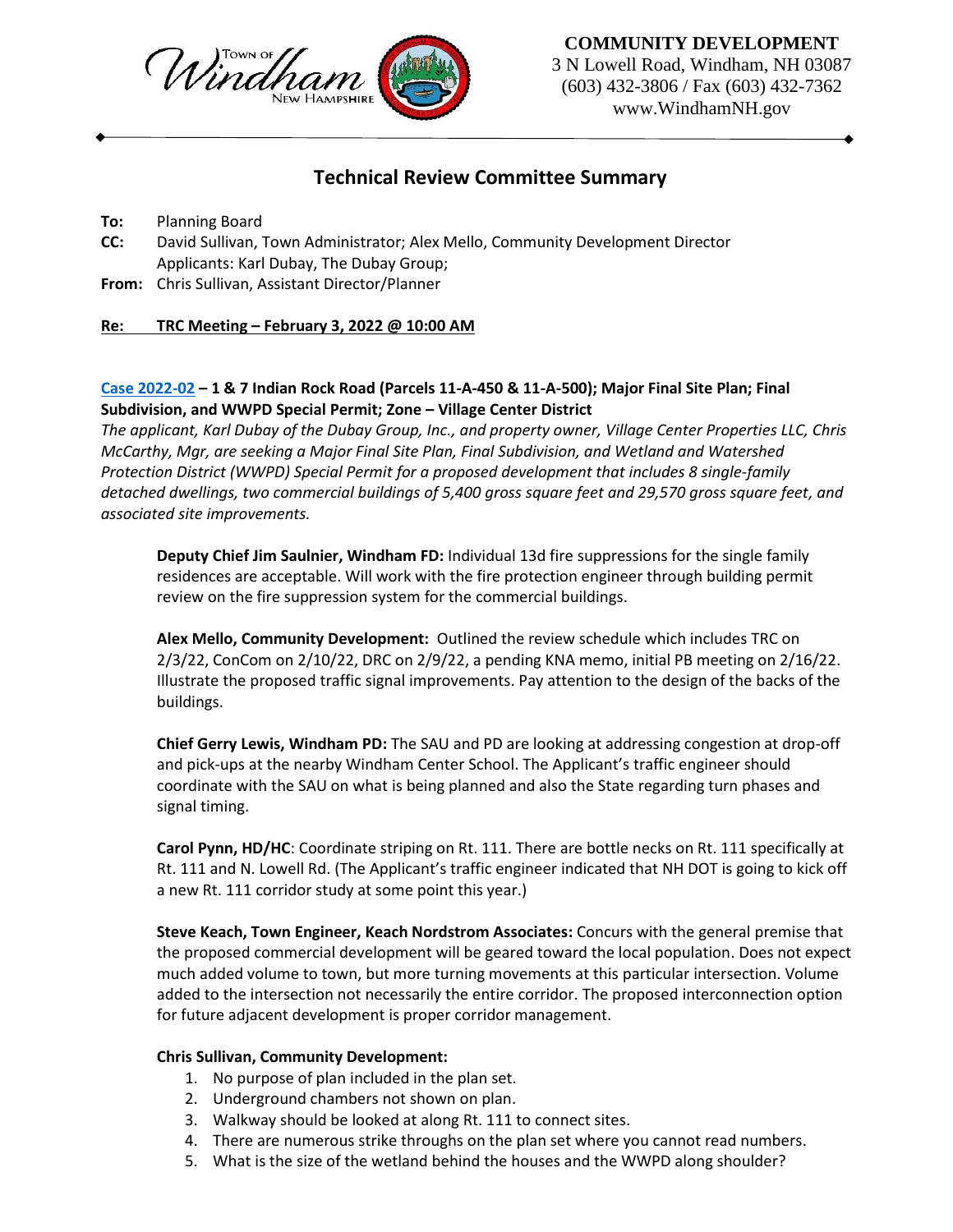Town of Windham New Hampshire

**COMMUNITY DEVELOPMENT**
3 N Lowell Road, Windham, NH 03087
(603) 432-3806 / Fax (603) 432-7362
www.WindhamNH.gov

## Technical Review Committee Summary

**To:** Planning Board
**CC:** David Sullivan, Town Administrator; Alex Mello, Community Development Director
Applicants: Karl Dubay, The Dubay Group;
**From:** Chris Sullivan, Assistant Director/Planner

**Re: TRC Meeting – February 3, 2022 @ 10:00 AM**

**Case 2022-02 – 1 & 7 Indian Rock Road (Parcels 11-A-450 & 11-A-500); Major Final Site Plan; Final Subdivision, and WWPD Special Permit; Zone – Village Center District**

*The applicant, Karl Dubay of the Dubay Group, Inc., and property owner, Village Center Properties LLC, Chris McCarthy, Mgr, are seeking a Major Final Site Plan, Final Subdivision, and Wetland and Watershed Protection District (WWPD) Special Permit for a proposed development that includes 8 single-family detached dwellings, two commercial buildings of 5,400 gross square feet and 29,570 gross square feet, and associated site improvements.*

**Deputy Chief Jim Saulnier, Windham FD:** Individual 13d fire suppressions for the single family residences are acceptable. Will work with the fire protection engineer through building permit review on the fire suppression system for the commercial buildings.

**Alex Mello, Community Development:** Outlined the review schedule which includes TRC on 2/3/22, ConCom on 2/10/22, DRC on 2/9/22, a pending KNA memo, initial PB meeting on 2/16/22. Illustrate the proposed traffic signal improvements. Pay attention to the design of the backs of the buildings.

**Chief Gerry Lewis, Windham PD:** The SAU and PD are looking at addressing congestion at drop-off and pick-ups at the nearby Windham Center School. The Applicant's traffic engineer should coordinate with the SAU on what is being planned and also the State regarding turn phases and signal timing.

**Carol Pynn, HD/HC**: Coordinate striping on Rt. 111. There are bottle necks on Rt. 111 specifically at Rt. 111 and N. Lowell Rd. (The Applicant's traffic engineer indicated that NH DOT is going to kick off a new Rt. 111 corridor study at some point this year.)

**Steve Keach, Town Engineer, Keach Nordstrom Associates:** Concurs with the general premise that the proposed commercial development will be geared toward the local population. Does not expect much added volume to town, but more turning movements at this particular intersection. Volume added to the intersection not necessarily the entire corridor. The proposed interconnection option for future adjacent development is proper corridor management.

**Chris Sullivan, Community Development:**

1. No purpose of plan included in the plan set.
2. Underground chambers not shown on plan.
3. Walkway should be looked at along Rt. 111 to connect sites.
4. There are numerous strike throughs on the plan set where you cannot read numbers.
5. What is the size of the wetland behind the houses and the WWPD along shoulder?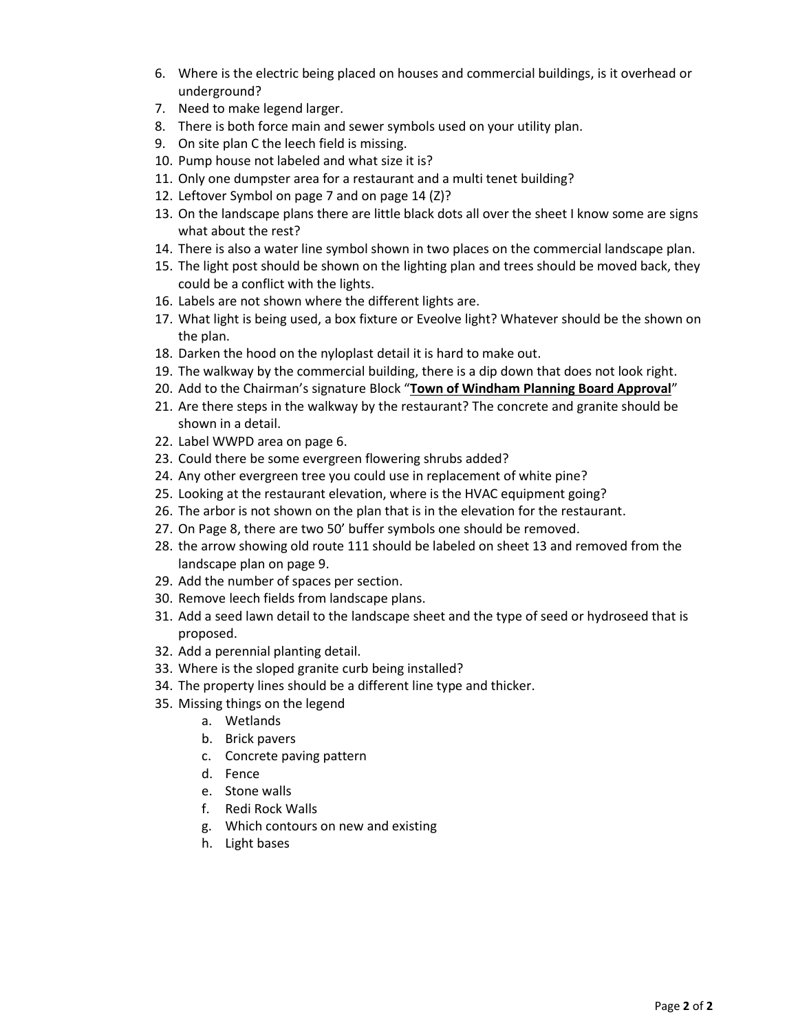6. Where is the electric being placed on houses and commercial buildings, is it overhead or underground?
7. Need to make legend larger.
8. There is both force main and sewer symbols used on your utility plan.
9. On site plan C the leech field is missing.
10. Pump house not labeled and what size it is?
11. Only one dumpster area for a restaurant and a multi tenet building?
12. Leftover Symbol on page 7 and on page 14 (Z)?
13. On the landscape plans there are little black dots all over the sheet I know some are signs what about the rest?
14. There is also a water line symbol shown in two places on the commercial landscape plan.
15. The light post should be shown on the lighting plan and trees should be moved back, they could be a conflict with the lights.
16. Labels are not shown where the different lights are.
17. What light is being used, a box fixture or Eveolve light? Whatever should be the shown on the plan.
18. Darken the hood on the nyloplast detail it is hard to make out.
19. The walkway by the commercial building, there is a dip down that does not look right.
20. Add to the Chairman's signature Block "**<u>Town of Windham Planning Board Approval</u>**"
21. Are there steps in the walkway by the restaurant? The concrete and granite should be shown in a detail.
22. Label WWPD area on page 6.
23. Could there be some evergreen flowering shrubs added?
24. Any other evergreen tree you could use in replacement of white pine?
25. Looking at the restaurant elevation, where is the HVAC equipment going?
26. The arbor is not shown on the plan that is in the elevation for the restaurant.
27. On Page 8, there are two 50' buffer symbols one should be removed.
28. the arrow showing old route 111 should be labeled on sheet 13 and removed from the landscape plan on page 9.
29. Add the number of spaces per section.
30. Remove leech fields from landscape plans.
31. Add a seed lawn detail to the landscape sheet and the type of seed or hydroseed that is proposed.
32. Add a perennial planting detail.
33. Where is the sloped granite curb being installed?
34. The property lines should be a different line type and thicker.
35. Missing things on the legend
    a. Wetlands
    b. Brick pavers
    c. Concrete paving pattern
    d. Fence
    e. Stone walls
    f. Redi Rock Walls
    g. Which contours on new and existing
    h. Light bases